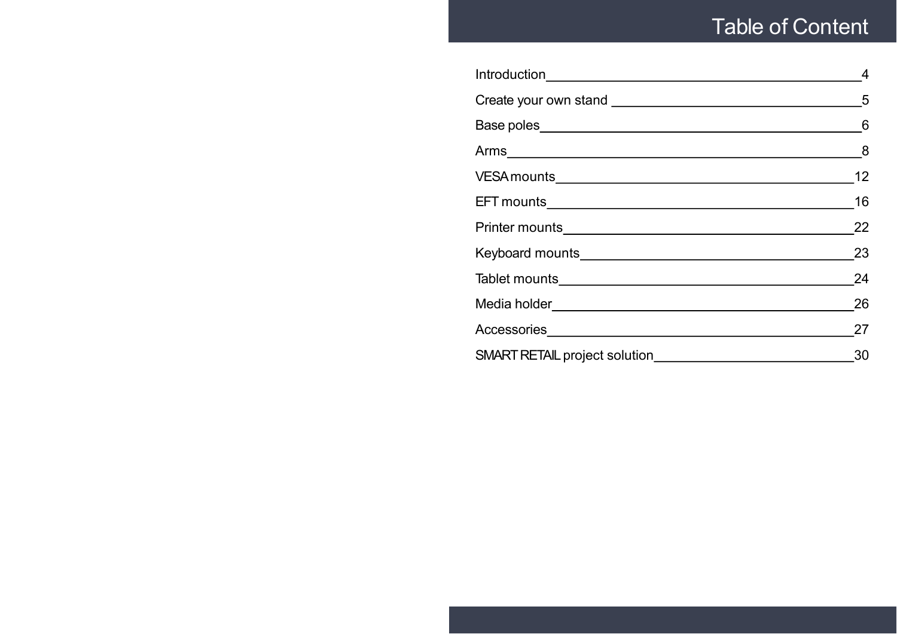# Table of Content

| Section | Page |
| --- | --- |
| Introduction | 4 |
| Create your own stand | 5 |
| Base poles | 6 |
| Arms | 8 |
| VESA mounts | 12 |
| EFT mounts | 16 |
| Printer mounts | 22 |
| Keyboard mounts | 23 |
| Tablet mounts | 24 |
| Media holder | 26 |
| Accessories | 27 |
| SMART RETAIL project solution | 30 |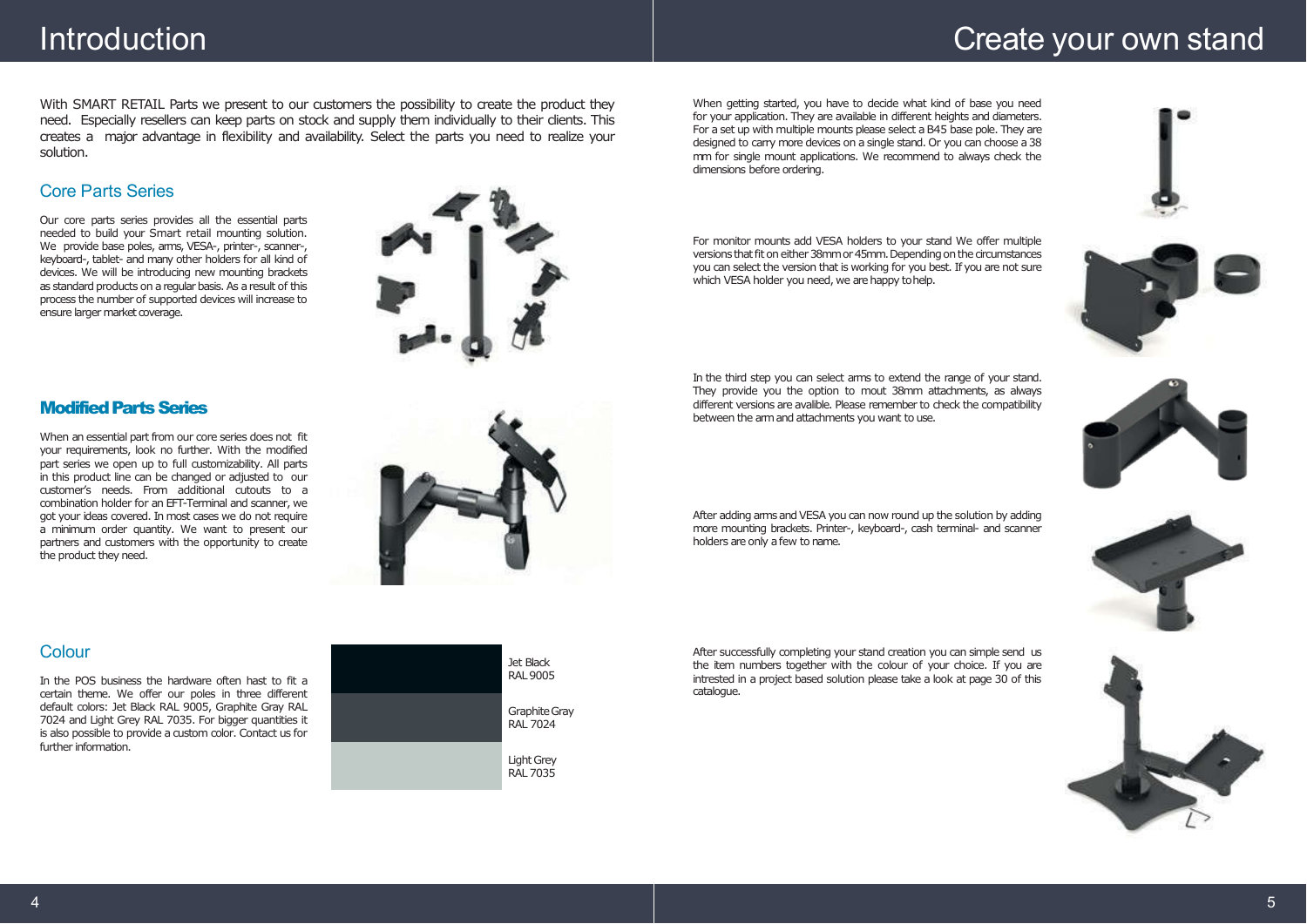# Introduction

With SMART RETAIL Parts we present to our customers the possibility to create the product they need. Especially resellers can keep parts on stock and supply them individually to their clients. This creates a major advantage in flexibility and availability. Select the parts you need to realize your solution.

## Core Parts Series

Our core parts series provides all the essential parts needed to build your Smart retail mounting solution. We provide base poles, arms, VESA-, printer-, scanner-, keyboard-, tablet- and many other holders for all kind of devices. We will be introducing new mounting brackets as standard products on a regular basis. As a result of this process the number of supported devices will increase to ensure larger market coverage.

## **Modified Parts Series**

When an essential part from our core series does not fit your requirements, look no further. With the modified part series we open up to full customizability. All parts in this product line can be changed or adjusted to our customer's needs. From additional cutouts to a combination holder for an EFT-Terminal and scanner, we got your ideas covered. In most cases we do not require a minimum order quantity. We want to present our partners and customers with the opportunity to create the product they need.

## Colour

In the POS business the hardware often hast to fit a certain theme. We offer our poles in three different default colors: Jet Black RAL 9005, Graphite Gray RAL 7024 and Light Grey RAL 7035. For bigger quantities it is also possible to provide a custom color. Contact us for further information.

| Colour |
|---|
| Jet Black RAL 9005 |
| Graphite Gray RAL 7024 |
| Light Grey RAL 7035 |

# Create your own stand

When getting started, you have to decide what kind of base you need for your application. They are available in different heights and diameters. For a set up with multiple mounts please select a B45 base pole. They are designed to carry more devices on a single stand. Or you can choose a 38 mm for single mount applications. We recommend to always check the dimensions before ordering.

For monitor mounts add VESA holders to your stand We offer multiple versions that fit on either 38mm or 45mm. Depending on the circumstances you can select the version that is working for you best. If you are not sure which VESA holder you need, we are happy to help.

In the third step you can select arms to extend the range of your stand. They provide you the option to mout 38mm attachments, as always different versions are avalible. Please remember to check the compatibility between the arm and attachments you want to use.

After adding arms and VESA you can now round up the solution by adding more mounting brackets. Printer-, keyboard-, cash terminal- and scanner holders are only a few to name.

After successfully completing your stand creation you can simple send us the item numbers together with the colour of your choice. If you are intrested in a project based solution please take a look at page 30 of this catalogue.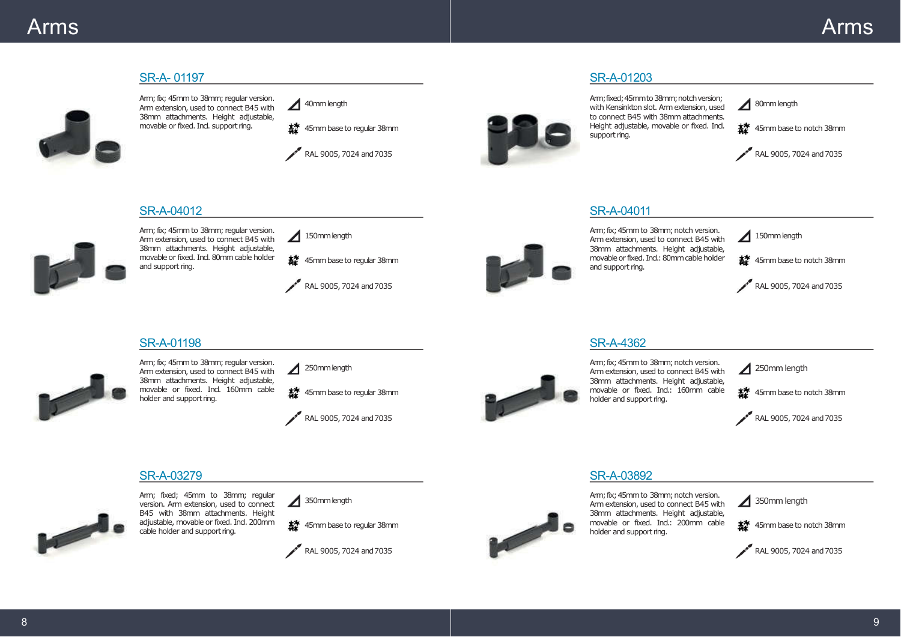# Arms

## SR-A- 01197

Arm; fix; 45mm to 38mm; regular version. Arm extension, used to connect B45 with 38mm attachments. Height adjustable, movable or fixed. Incl. support ring.

- 40mm length
- 45mm base to regular 38mm
- RAL 9005, 7024 and 7035

## SR-A-04012

Arm; fix; 45mm to 38mm; regular version. Arm extension, used to connect B45 with 38mm attachments. Height adjustable, movable or fixed. Incl. 80mm cable holder and support ring.

- 150mm length
- 45mm base to regular 38mm
- RAL 9005, 7024 and 7035

## SR-A-01198

Arm; fix; 45mm to 38mm; regular version. Arm extension, used to connect B45 with 38mm attachments. Height adjustable, movable or fixed. Incl. 160mm cable holder and support ring.

- 250mm length
- 45mm base to regular 38mm
- RAL 9005, 7024 and 7035

## SR-A-03279

Arm; fixed; 45mm to 38mm; regular version. Arm extension, used to connect B45 with 38mm attachments. Height adjustable, movable or fixed. Incl. 200mm cable holder and support ring.

- 350mm length
- 45mm base to regular 38mm
- RAL 9005, 7024 and 7035

# Arms

## SR-A-01203

Arm; fixed; 45mm to 38mm; notch version; with Kensinkton slot. Arm extension, used to connect B45 with 38mm attachments. Height adjustable, movable or fixed. Incl. support ring.

- 80mm length
- 45mm base to notch 38mm
- RAL 9005, 7024 and 7035

## SR-A-04011

Arm; fix; 45mm to 38mm; notch version. Arm extension, used to connect B45 with 38mm attachments. Height adjustable, movable or fixed. Incl.: 80mm cable holder and support ring.

- 150mm length
- 45mm base to notch 38mm
- RAL 9005, 7024 and 7035

## SR-A-4362

Arm; fix; 45mm to 38mm; notch version. Arm extension, used to connect B45 with 38mm attachments. Height adjustable, movable or fixed. Incl.: 160mm cable holder and support ring.

- 250mm length
- 45mm base to notch 38mm
- RAL 9005, 7024 and 7035

## SR-A-03892

Arm; fix; 45mm to 38mm; notch version. Arm extension, used to connect B45 with 38mm attachments. Height adjustable, movable or fixed. Incl.: 200mm cable holder and support ring.

- 350mm length
- 45mm base to notch 38mm
- RAL 9005, 7024 and 7035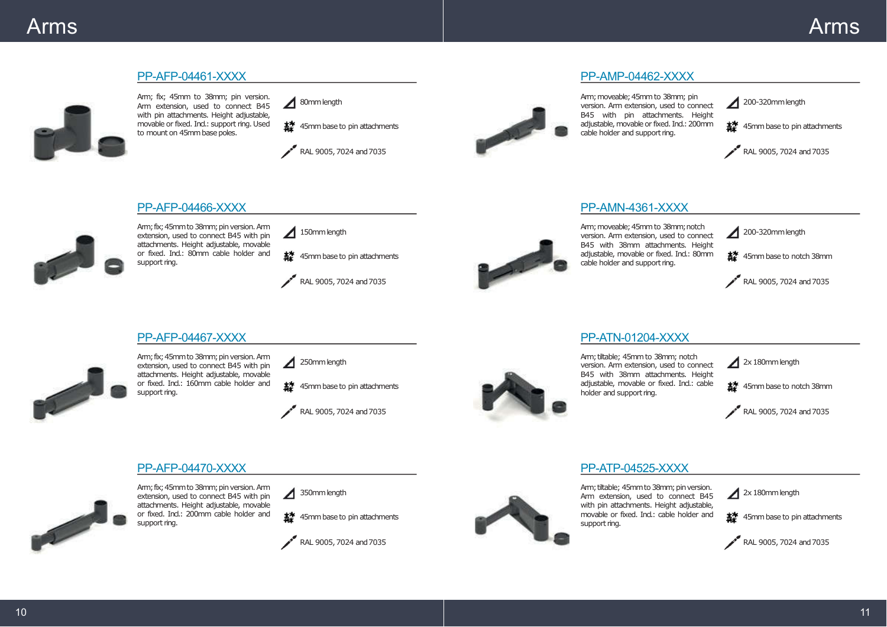# Arms

## PP-AFP-04461-XXXX

Arm; fix; 45mm to 38mm; pin version. Arm extension, used to connect B45 with pin attachments. Height adjustable, movable or fixed. Incl.: support ring. Used to mount on 45mm base poles.

- 80mm length
- 45mm base to pin attachments
- RAL 9005, 7024 and 7035

## PP-AFP-04466-XXXX

Arm; fix; 45mm to 38mm; pin version. Arm extension, used to connect B45 with pin attachments. Height adjustable, movable or fixed. Incl.: 80mm cable holder and support ring.

- 150mm length
- 45mm base to pin attachments
- RAL 9005, 7024 and 7035

## PP-AFP-04467-XXXX

Arm; fix; 45mm to 38mm; pin version. Arm extension, used to connect B45 with pin attachments. Height adjustable, movable or fixed. Incl.: 160mm cable holder and support ring.

- 250mm length
- 45mm base to pin attachments
- RAL 9005, 7024 and 7035

## PP-AFP-04470-XXXX

Arm; fix; 45mm to 38mm; pin version. Arm extension, used to connect B45 with pin attachments. Height adjustable, movable or fixed. Incl.: 200mm cable holder and support ring.

- 350mm length
- 45mm base to pin attachments
- RAL 9005, 7024 and 7035

## PP-AMP-04462-XXXX

Arm; moveable; 45mm to 38mm; pin version. Arm extension, used to connect B45 with pin attachments. Height adjustable, movable or fixed. Incl.: 200mm cable holder and support ring.

- 200-320mm length
- 45mm base to pin attachments
- RAL 9005, 7024 and 7035

## PP-AMN-4361-XXXX

Arm; moveable; 45mm to 38mm; notch version. Arm extension, used to connect B45 with 38mm attachments. Height adjustable, movable or fixed. Incl.: 80mm cable holder and support ring.

- 200-320mm length
- 45mm base to notch 38mm
- RAL 9005, 7024 and 7035

## PP-ATN-01204-XXXX

Arm; tiltable; 45mm to 38mm; notch version. Arm extension, used to connect B45 with 38mm attachments. Height adjustable, movable or fixed. Incl.: cable holder and support ring.

- 2x 180mm length
- 45mm base to notch 38mm
- RAL 9005, 7024 and 7035

## PP-ATP-04525-XXXX

Arm; tiltable; 45mm to 38mm; pin version. Arm extension, used to connect B45 with pin attachments. Height adjustable, movable or fixed. Incl.: cable holder and support ring.

- 2x 180mm length
- 45mm base to pin attachments
- RAL 9005, 7024 and 7035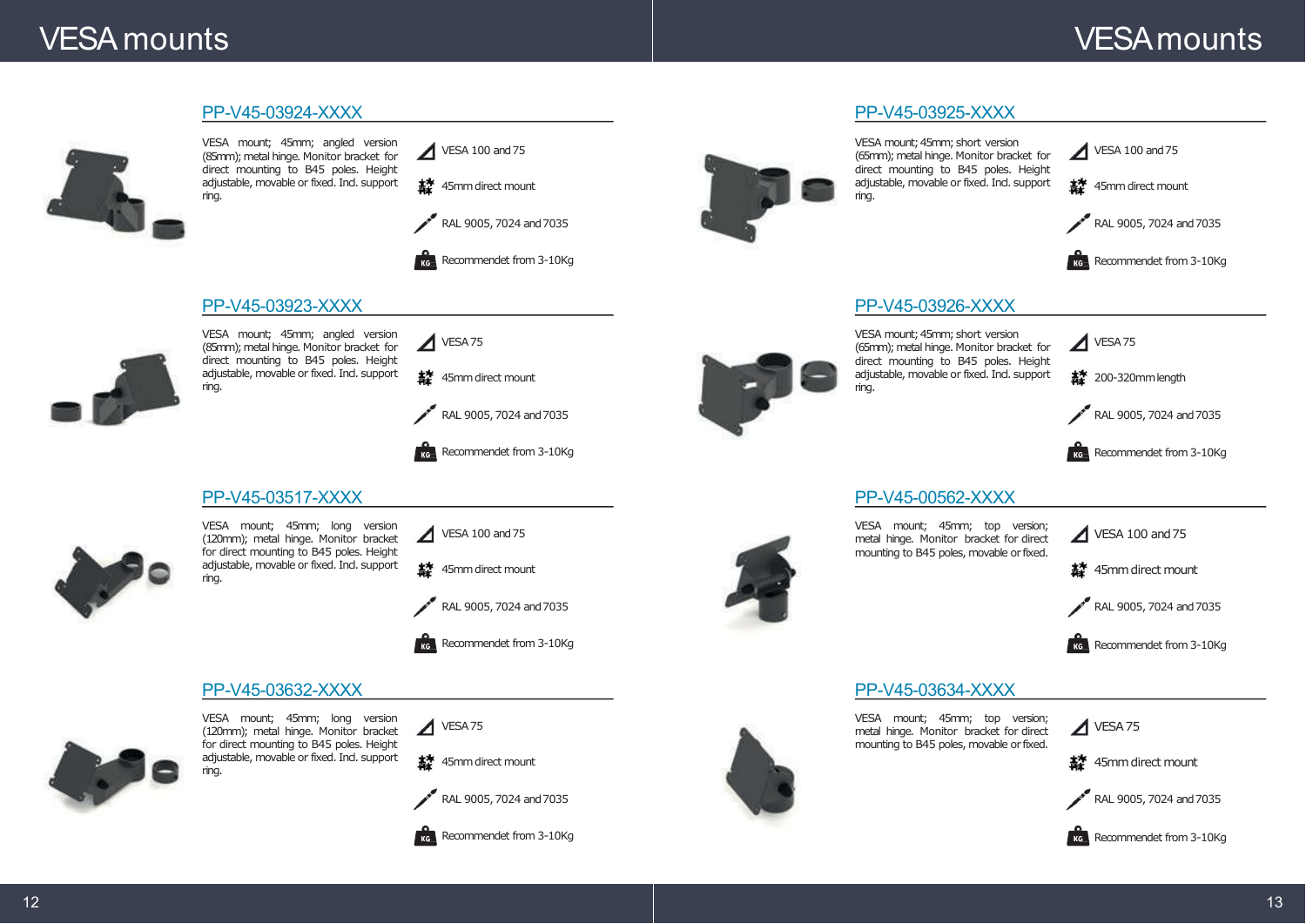# VESA mounts

## PP-V45-03924-XXXX

VESA mount; 45mm; angled version (85mm); metal hinge. Monitor bracket for direct mounting to B45 poles. Height adjustable, movable or fixed. Incl. support ring.

- VESA 100 and 75
- 45mm direct mount
- RAL 9005, 7024 and 7035
- Recommendet from 3-10Kg

## PP-V45-03923-XXXX

VESA mount; 45mm; angled version (85mm); metal hinge. Monitor bracket for direct mounting to B45 poles. Height adjustable, movable or fixed. Incl. support ring.

- VESA 75
- 45mm direct mount
- RAL 9005, 7024 and 7035
- Recommendet from 3-10Kg

## PP-V45-03517-XXXX

VESA mount; 45mm; long version (120mm); metal hinge. Monitor bracket for direct mounting to B45 poles. Height adjustable, movable or fixed. Incl. support ring.

- VESA 100 and 75
- 45mm direct mount
- RAL 9005, 7024 and 7035
- Recommendet from 3-10Kg

## PP-V45-03632-XXXX

VESA mount; 45mm; long version (120mm); metal hinge. Monitor bracket for direct mounting to B45 poles. Height adjustable, movable or fixed. Incl. support ring.

- VESA 75
- 45mm direct mount
- RAL 9005, 7024 and 7035
- Recommendet from 3-10Kg

## PP-V45-03925-XXXX

VESA mount; 45mm; short version (65mm); metal hinge. Monitor bracket for direct mounting to B45 poles. Height adjustable, movable or fixed. Incl. support ring.

- VESA 100 and 75
- 45mm direct mount
- RAL 9005, 7024 and 7035
- Recommendet from 3-10Kg

## PP-V45-03926-XXXX

VESA mount; 45mm; short version (65mm); metal hinge. Monitor bracket for direct mounting to B45 poles. Height adjustable, movable or fixed. Incl. support ring.

- VESA 75
- 200-320mm length
- RAL 9005, 7024 and 7035
- Recommendet from 3-10Kg

## PP-V45-00562-XXXX

VESA mount; 45mm; top version; metal hinge. Monitor bracket for direct mounting to B45 poles, movable or fixed.

- VESA 100 and 75
- 45mm direct mount
- RAL 9005, 7024 and 7035
- Recommendet from 3-10Kg

## PP-V45-03634-XXXX

VESA mount; 45mm; top version; metal hinge. Monitor bracket for direct mounting to B45 poles, movable or fixed.

- VESA 75
- 45mm direct mount
- RAL 9005, 7024 and 7035
- Recommendet from 3-10Kg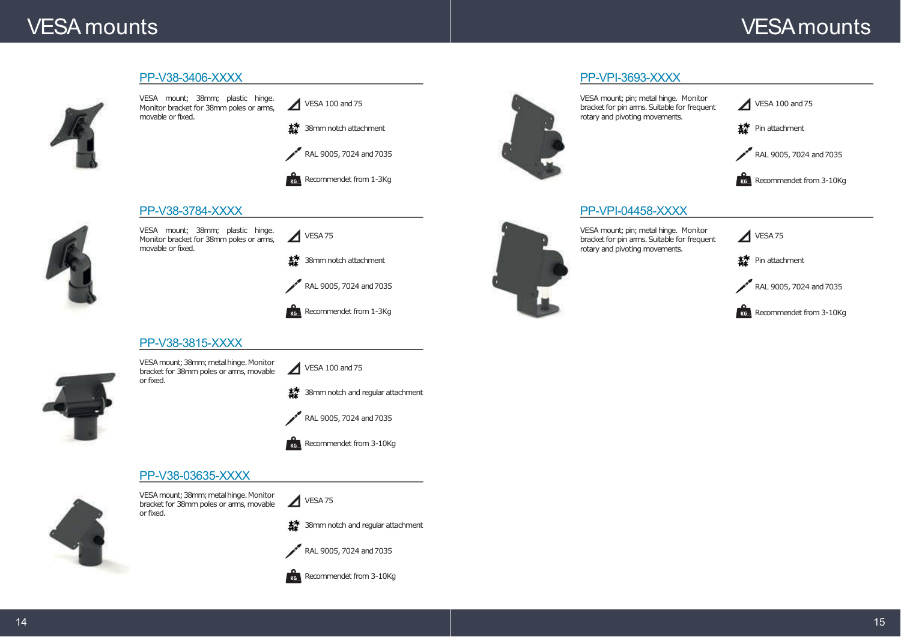# VESA mounts

## PP-V38-3406-XXXX

VESA mount; 38mm; plastic hinge. Monitor bracket for 38mm poles or arms, movable or fixed.

- VESA 100 and 75
- 38mm notch attachment
- RAL 9005, 7024 and 7035
- Recommendet from 1-3Kg

## PP-V38-3784-XXXX

VESA mount; 38mm; plastic hinge. Monitor bracket for 38mm poles or arms, movable or fixed.

- VESA 75
- 38mm notch attachment
- RAL 9005, 7024 and 7035
- Recommendet from 1-3Kg

## PP-V38-3815-XXXX

VESA mount; 38mm; metal hinge. Monitor bracket for 38mm poles or arms, movable or fixed.

- VESA 100 and 75
- 38mm notch and regular attachment
- RAL 9005, 7024 and 7035
- Recommendet from 3-10Kg

## PP-V38-03635-XXXX

VESA mount; 38mm; metal hinge. Monitor bracket for 38mm poles or arms, movable or fixed.

- VESA 75
- 38mm notch and regular attachment
- RAL 9005, 7024 and 7035
- Recommendet from 3-10Kg

## PP-VPI-3693-XXXX

VESA mount; pin; metal hinge. Monitor bracket for pin arms. Suitable for frequent rotary and pivoting movements.

- VESA 100 and 75
- Pin attachment
- RAL 9005, 7024 and 7035
- Recommendet from 3-10Kg

## PP-VPI-04458-XXXX

VESA mount; pin; metal hinge. Monitor bracket for pin arms. Suitable for frequent rotary and pivoting movements.

- VESA 75
- Pin attachment
- RAL 9005, 7024 and 7035
- Recommendet from 3-10Kg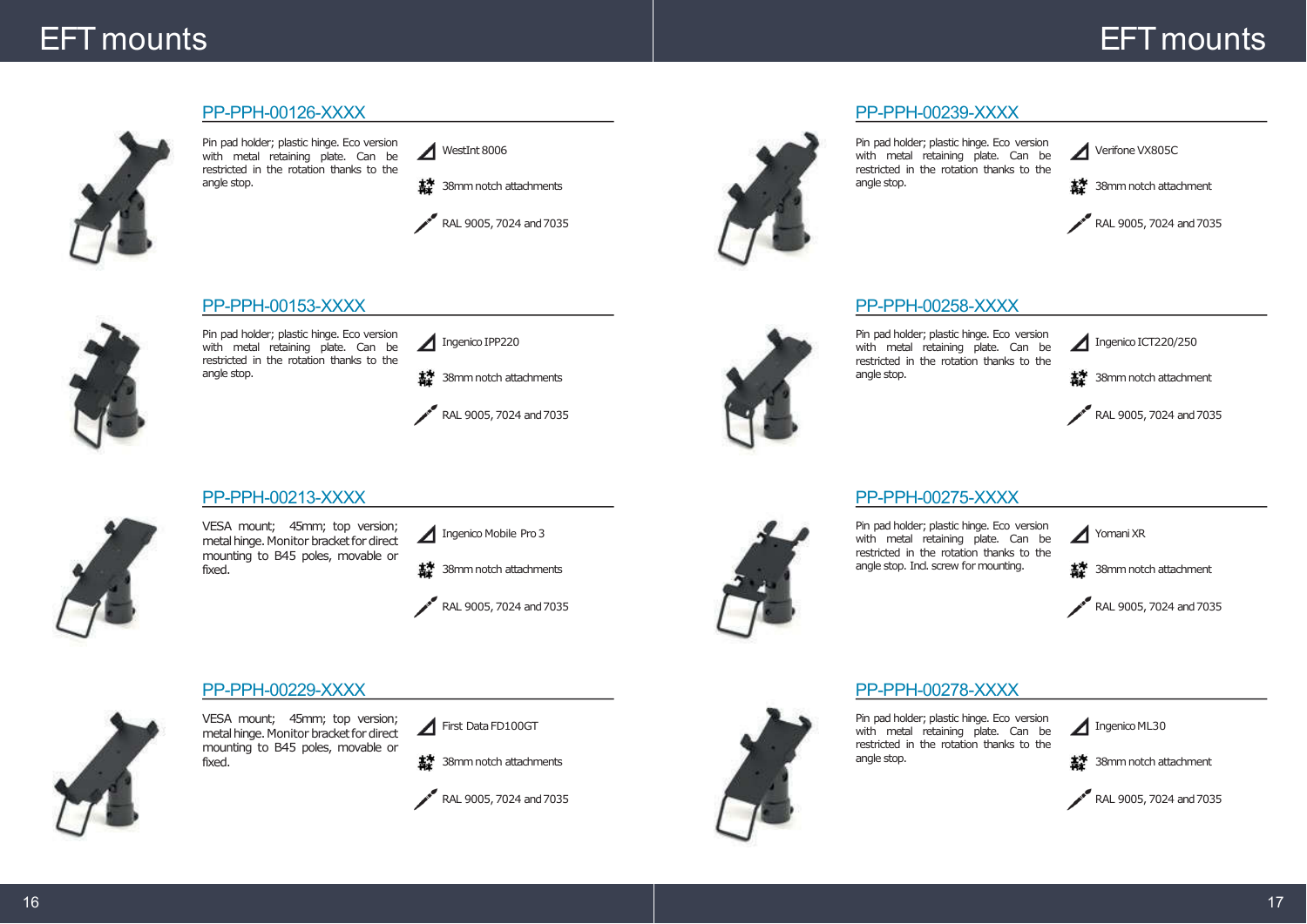# EFT mounts

## PP-PPH-00126-XXXX

Pin pad holder; plastic hinge. Eco version with metal retaining plate. Can be restricted in the rotation thanks to the angle stop.

- WestInt 8006
- 38mm notch attachments
- RAL 9005, 7024 and 7035

## PP-PPH-00153-XXXX

Pin pad holder; plastic hinge. Eco version with metal retaining plate. Can be restricted in the rotation thanks to the angle stop.

- Ingenico IPP220
- 38mm notch attachments
- RAL 9005, 7024 and 7035

## PP-PPH-00213-XXXX

VESA mount; 45mm; top version; metal hinge. Monitor bracket for direct mounting to B45 poles, movable or fixed.

- Ingenico Mobile Pro 3
- 38mm notch attachments
- RAL 9005, 7024 and 7035

## PP-PPH-00229-XXXX

VESA mount; 45mm; top version; metal hinge. Monitor bracket for direct mounting to B45 poles, movable or fixed.

- First Data FD100GT
- 38mm notch attachments
- RAL 9005, 7024 and 7035

## PP-PPH-00239-XXXX

Pin pad holder; plastic hinge. Eco version with metal retaining plate. Can be restricted in the rotation thanks to the angle stop.

- Verifone VX805C
- 38mm notch attachment
- RAL 9005, 7024 and 7035

## PP-PPH-00258-XXXX

Pin pad holder; plastic hinge. Eco version with metal retaining plate. Can be restricted in the rotation thanks to the angle stop.

- Ingenico ICT220/250
- 38mm notch attachment
- RAL 9005, 7024 and 7035

## PP-PPH-00275-XXXX

Pin pad holder; plastic hinge. Eco version with metal retaining plate. Can be restricted in the rotation thanks to the angle stop. Incl. screw for mounting.

- Yomani XR
- 38mm notch attachment
- RAL 9005, 7024 and 7035

## PP-PPH-00278-XXXX

Pin pad holder; plastic hinge. Eco version with metal retaining plate. Can be restricted in the rotation thanks to the angle stop.

- Ingenico ML30
- 38mm notch attachment
- RAL 9005, 7024 and 7035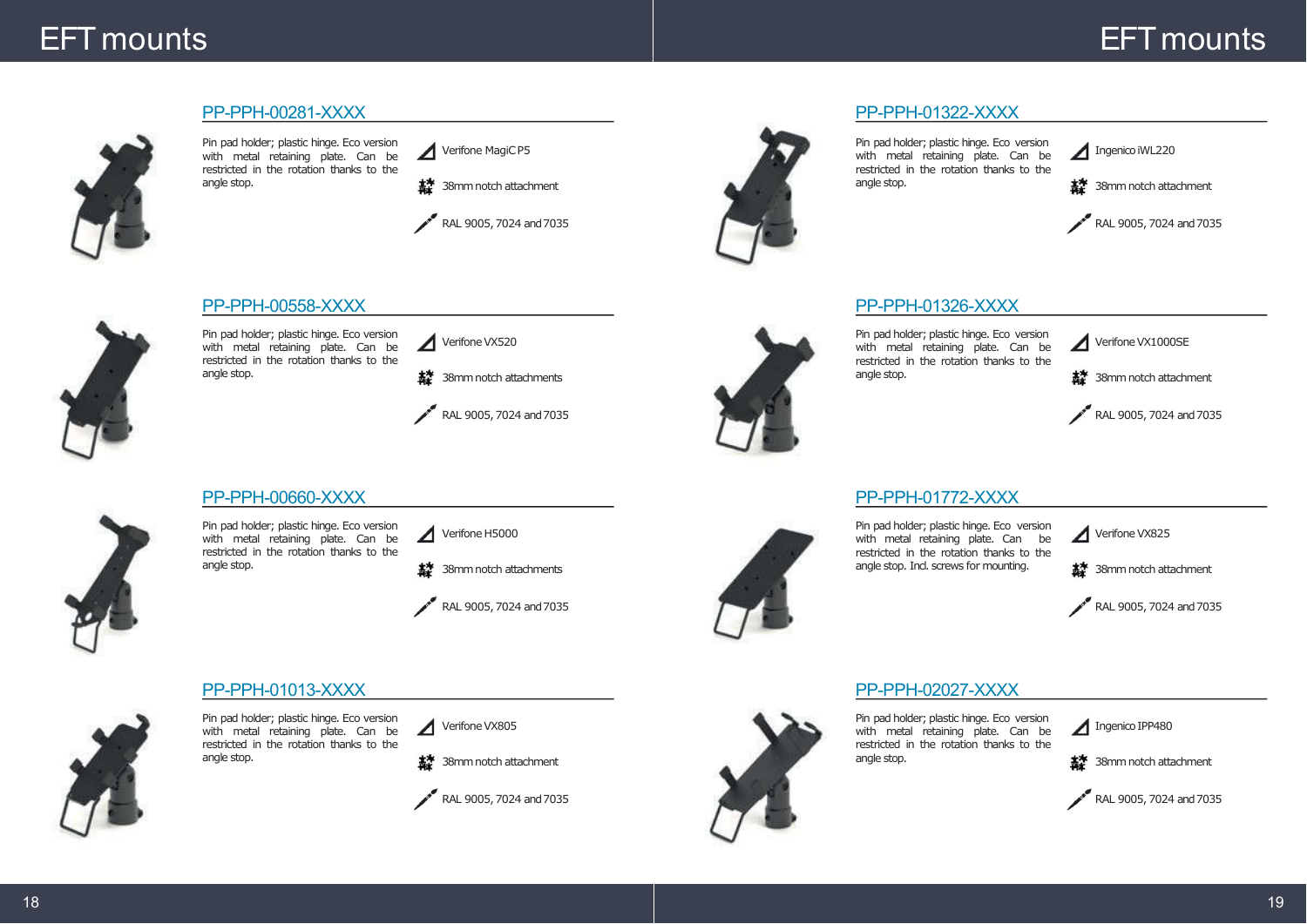# EFT mounts

## PP-PPH-00281-XXXX

Pin pad holder; plastic hinge. Eco version with metal retaining plate. Can be restricted in the rotation thanks to the angle stop.

- Verifone MagiC P5
- 38mm notch attachment
- RAL 9005, 7024 and 7035

## PP-PPH-00558-XXXX

Pin pad holder; plastic hinge. Eco version with metal retaining plate. Can be restricted in the rotation thanks to the angle stop.

- Verifone VX520
- 38mm notch attachments
- RAL 9005, 7024 and 7035

## PP-PPH-00660-XXXX

Pin pad holder; plastic hinge. Eco version with metal retaining plate. Can be restricted in the rotation thanks to the angle stop.

- Verifone H5000
- 38mm notch attachments
- RAL 9005, 7024 and 7035

## PP-PPH-01013-XXXX

Pin pad holder; plastic hinge. Eco version with metal retaining plate. Can be restricted in the rotation thanks to the angle stop.

- Verifone VX805
- 38mm notch attachment
- RAL 9005, 7024 and 7035

## PP-PPH-01322-XXXX

Pin pad holder; plastic hinge. Eco version with metal retaining plate. Can be restricted in the rotation thanks to the angle stop.

- Ingenico iWL220
- 38mm notch attachment
- RAL 9005, 7024 and 7035

## PP-PPH-01326-XXXX

Pin pad holder; plastic hinge. Eco version with metal retaining plate. Can be restricted in the rotation thanks to the angle stop.

- Verifone VX1000SE
- 38mm notch attachment
- RAL 9005, 7024 and 7035

## PP-PPH-01772-XXXX

Pin pad holder; plastic hinge. Eco version with metal retaining plate. Can be restricted in the rotation thanks to the angle stop. Incl. screws for mounting.

- Verifone VX825
- 38mm notch attachment
- RAL 9005, 7024 and 7035

## PP-PPH-02027-XXXX

Pin pad holder; plastic hinge. Eco version with metal retaining plate. Can be restricted in the rotation thanks to the angle stop.

- Ingenico IPP480
- 38mm notch attachment
- RAL 9005, 7024 and 7035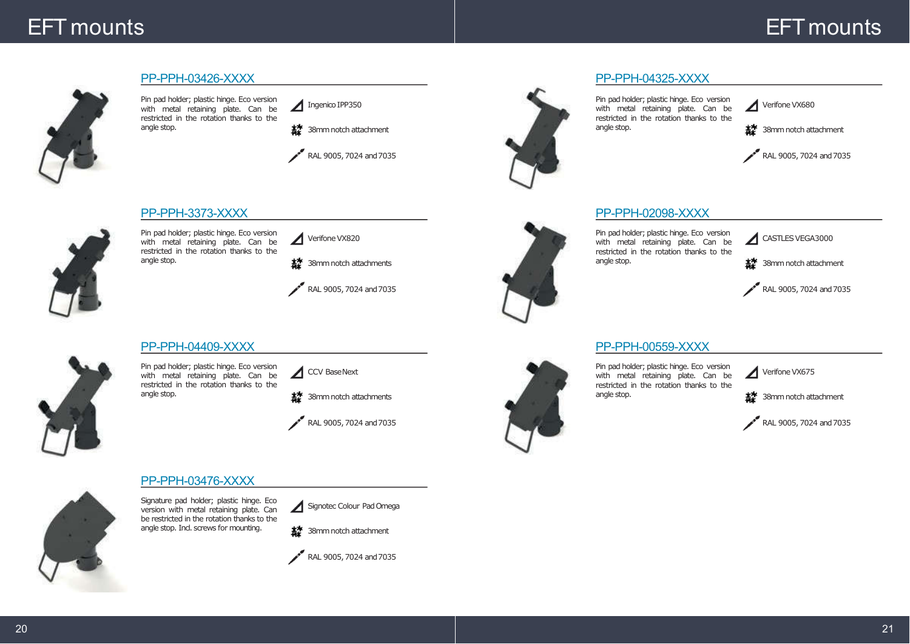# EFT mounts

## PP-PPH-03426-XXXX

Pin pad holder; plastic hinge. Eco version with metal retaining plate. Can be restricted in the rotation thanks to the angle stop.

- Ingenico IPP350
- 38mm notch attachment
- RAL 9005, 7024 and 7035

## PP-PPH-3373-XXXX

Pin pad holder; plastic hinge. Eco version with metal retaining plate. Can be restricted in the rotation thanks to the angle stop.

- Verifone VX820
- 38mm notch attachments
- RAL 9005, 7024 and 7035

## PP-PPH-04409-XXXX

Pin pad holder; plastic hinge. Eco version with metal retaining plate. Can be restricted in the rotation thanks to the angle stop.

- CCV BaseNext
- 38mm notch attachments
- RAL 9005, 7024 and 7035

## PP-PPH-03476-XXXX

Signature pad holder; plastic hinge. Eco version with metal retaining plate. Can be restricted in the rotation thanks to the angle stop. Ind. screws for mounting.

- Signotec Colour Pad Omega
- 38mm notch attachment
- RAL 9005, 7024 and 7035

## PP-PPH-04325-XXXX

Pin pad holder; plastic hinge. Eco version with metal retaining plate. Can be restricted in the rotation thanks to the angle stop.

- Verifone VX680
- 38mm notch attachment
- RAL 9005, 7024 and 7035

## PP-PPH-02098-XXXX

Pin pad holder; plastic hinge. Eco version with metal retaining plate. Can be restricted in the rotation thanks to the angle stop.

- CASTLES VEGA3000
- 38mm notch attachment
- RAL 9005, 7024 and 7035

## PP-PPH-00559-XXXX

Pin pad holder; plastic hinge. Eco version with metal retaining plate. Can be restricted in the rotation thanks to the angle stop.

- Verifone VX675
- 38mm notch attachment
- RAL 9005, 7024 and 7035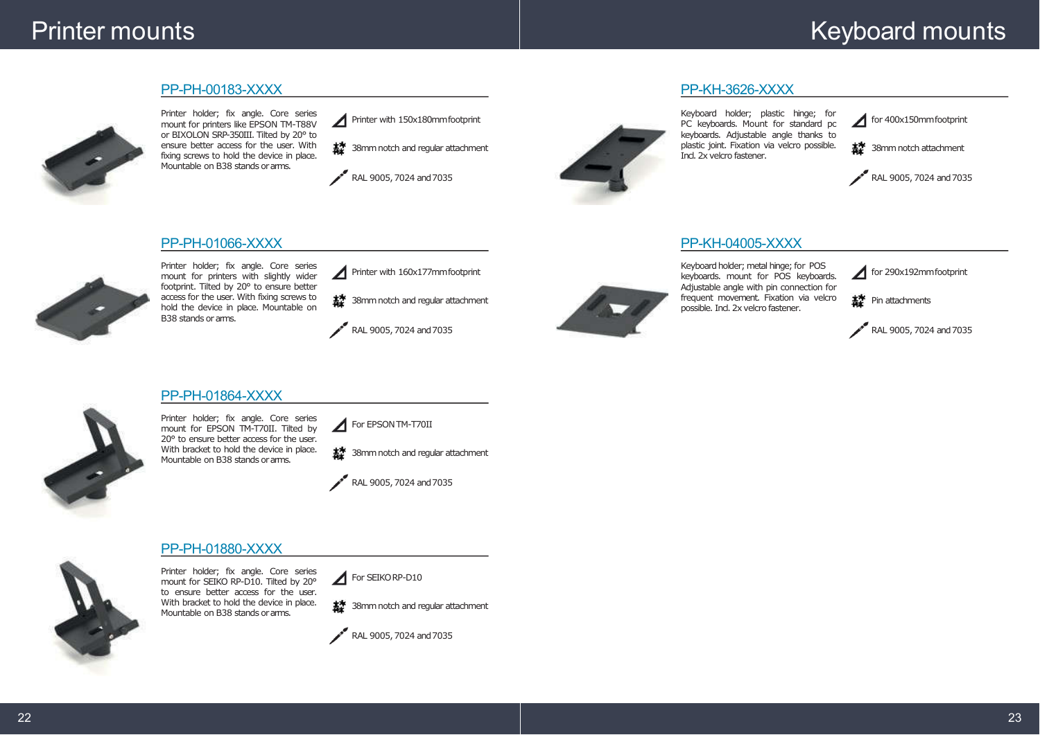# Printer mounts

## PP-PH-00183-XXXX

Printer holder; fix angle. Core series mount for printers like EPSON TM-T88V or BIXOLON SRP-350III. Tilted by 20° to ensure better access for the user. With fixing screws to hold the device in place. Mountable on B38 stands or arms.

- Printer with 150x180mm footprint
- 38mm notch and regular attachment
- RAL 9005, 7024 and 7035

## PP-PH-01066-XXXX

Printer holder; fix angle. Core series mount for printers with slightly wider footprint. Tilted by 20° to ensure better access for the user. With fixing screws to hold the device in place. Mountable on B38 stands or arms.

- Printer with 160x177mm footprint
- 38mm notch and regular attachment
- RAL 9005, 7024 and 7035

## PP-PH-01864-XXXX

Printer holder; fix angle. Core series mount for EPSON TM-T70II. Tilted by 20° to ensure better access for the user. With bracket to hold the device in place. Mountable on B38 stands or arms.

- For EPSON TM-T70II
- 38mm notch and regular attachment
- RAL 9005, 7024 and 7035

## PP-PH-01880-XXXX

Printer holder; fix angle. Core series mount for SEIKO RP-D10. Tilted by 20° to ensure better access for the user. With bracket to hold the device in place. Mountable on B38 stands or arms.

- For SEIKO RP-D10
- 38mm notch and regular attachment
- RAL 9005, 7024 and 7035

# Keyboard mounts

## PP-KH-3626-XXXX

Keyboard holder; plastic hinge; for PC keyboards. Mount for standard pc keyboards. Adjustable angle thanks to plastic joint. Fixation via velcro possible. Incl. 2x velcro fastener.

- for 400x150mm footprint
- 38mm notch attachment
- RAL 9005, 7024 and 7035

## PP-KH-04005-XXXX

Keyboard holder; metal hinge; for POS keyboards. mount for POS keyboards. Adjustable angle with pin connection for frequent movement. Fixation via velcro possible. Incl. 2x velcro fastener.

- for 290x192mm footprint
- Pin attachments
- RAL 9005, 7024 and 7035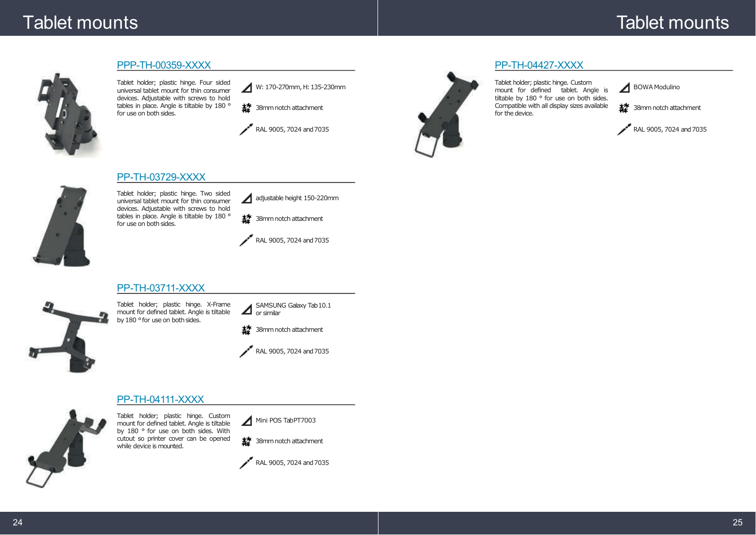# Tablet mounts

## PPP-TH-00359-XXXX

Tablet holder; plastic hinge. Four sided universal tablet mount for thin consumer devices. Adjustable with screws to hold tables in place. Angle is tiltable by 180 ° for use on both sides.

- W: 170-270mm, H: 135-230mm
- 38mm notch attachment
- RAL 9005, 7024 and 7035

## PP-TH-03729-XXXX

Tablet holder; plastic hinge. Two sided universal tablet mount for thin consumer devices. Adjustable with screws to hold tables in place. Angle is tiltable by 180 ° for use on both sides.

- adjustable height 150-220mm
- 38mm notch attachment
- RAL 9005, 7024 and 7035

## PP-TH-03711-XXXX

Tablet holder; plastic hinge. X-Frame mount for defined tablet. Angle is tiltable by 180 ° for use on both sides.

- SAMSUNG Galaxy Tab 10.1 or similar
- 38mm notch attachment
- RAL 9005, 7024 and 7035

## PP-TH-04111-XXXX

Tablet holder; plastic hinge. Custom mount for defined tablet. Angle is tiltable by 180 ° for use on both sides. With cutout so printer cover can be opened while device is mounted.

- Mini POS Tab PT7003
- 38mm notch attachment
- RAL 9005, 7024 and 7035

## PP-TH-04427-XXXX

Tablet holder; plastic hinge. Custom mount for defined tablet. Angle is tiltable by 180 ° for use on both sides. Compatible with all display sizes available for the device.

- BOWA Modulino
- 38mm notch attachment
- RAL 9005, 7024 and 7035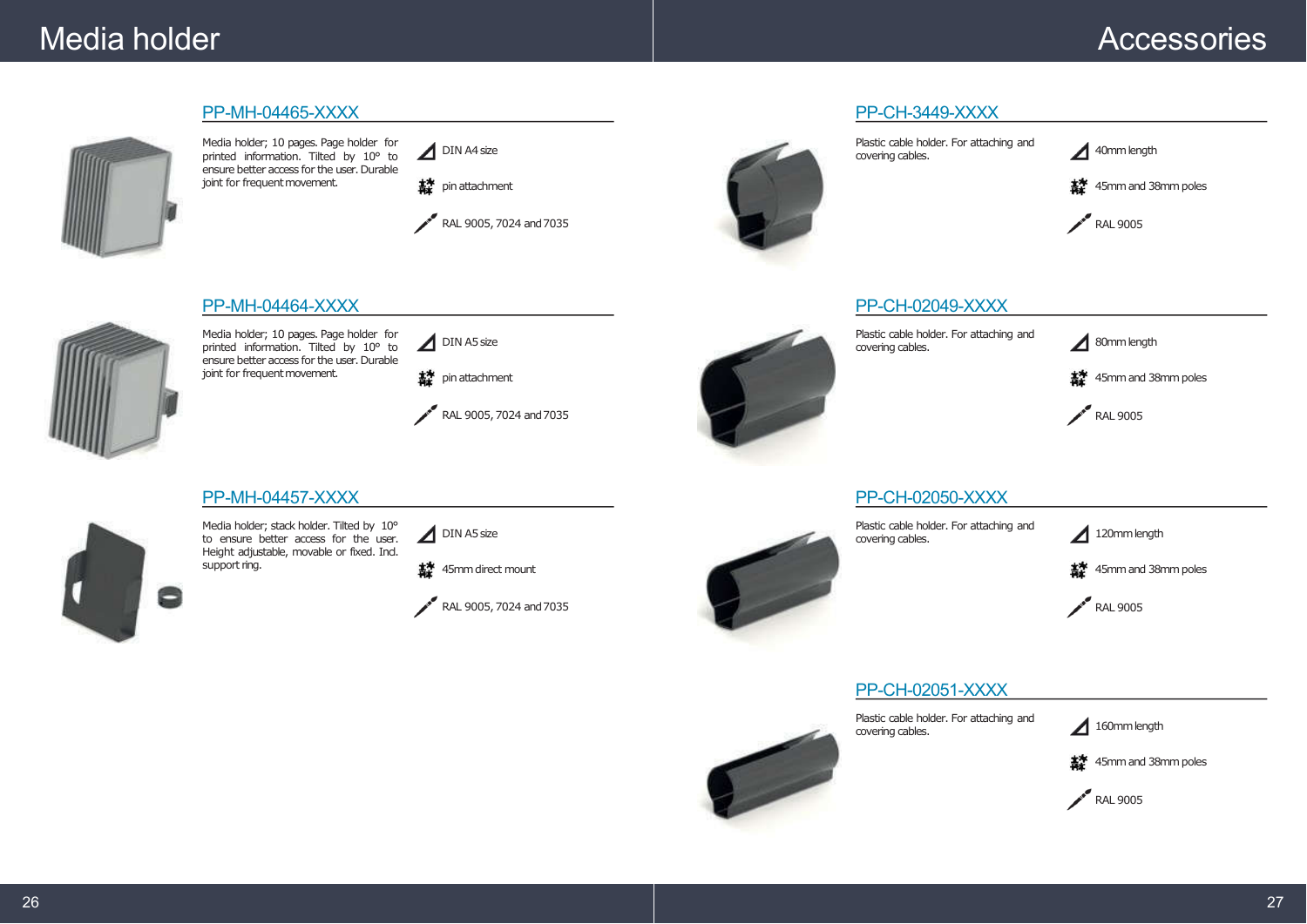# Media holder

## PP-MH-04465-XXXX

Media holder; 10 pages. Page holder for printed information. Tilted by 10° to ensure better access for the user. Durable joint for frequent movement.

- DIN A4 size
- pin attachment
- RAL 9005, 7024 and 7035

## PP-MH-04464-XXXX

Media holder; 10 pages. Page holder for printed information. Tilted by 10° to ensure better access for the user. Durable joint for frequent movement.

- DIN A5 size
- pin attachment
- RAL 9005, 7024 and 7035

## PP-MH-04457-XXXX

Media holder; stack holder. Tilted by 10° to ensure better access for the user. Height adjustable, movable or fixed. Ind. support ring.

- DIN A5 size
- 45mm direct mount
- RAL 9005, 7024 and 7035

# Accessories

## PP-CH-3449-XXXX

Plastic cable holder. For attaching and covering cables.

- 40mm length
- 45mm and 38mm poles
- RAL 9005

## PP-CH-02049-XXXX

Plastic cable holder. For attaching and covering cables.

- 80mm length
- 45mm and 38mm poles
- RAL 9005

## PP-CH-02050-XXXX

Plastic cable holder. For attaching and covering cables.

- 120mm length
- 45mm and 38mm poles
- RAL 9005

## PP-CH-02051-XXXX

Plastic cable holder. For attaching and covering cables.

- 160mm length
- 45mm and 38mm poles
- RAL 9005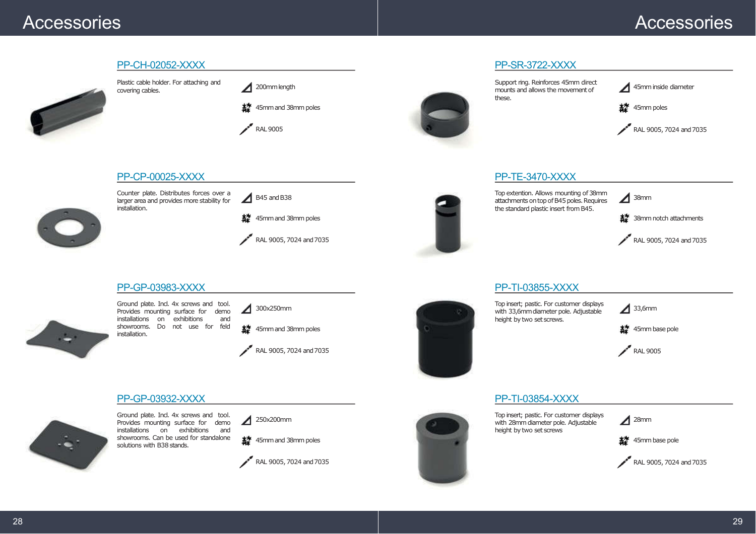# Accessories

## PP-CH-02052-XXXX

Plastic cable holder. For attaching and covering cables.

- 200mm length
- 45mm and 38mm poles
- RAL 9005

## PP-CP-00025-XXXX

Counter plate. Distributes forces over a larger area and provides more stability for installation.

- B45 and B38
- 45mm and 38mm poles
- RAL 9005, 7024 and 7035

## PP-GP-03983-XXXX

Ground plate. Incl. 4x screws and tool. Provides mounting surface for demo installations on exhibitions and showrooms. Do not use for feld installation.

- 300x250mm
- 45mm and 38mm poles
- RAL 9005, 7024 and 7035

## PP-GP-03932-XXXX

Ground plate. Incl. 4x screws and tool. Provides mounting surface for demo installations on exhibitions and showrooms. Can be used for standalone solutions with B38 stands.

- 250x200mm
- 45mm and 38mm poles
- RAL 9005, 7024 and 7035

# Accessories

## PP-SR-3722-XXXX

Support ring. Reinforces 45mm direct mounts and allows the movement of these.

- 45mm inside diameter
- 45mm poles
- RAL 9005, 7024 and 7035

## PP-TE-3470-XXXX

Top extention. Allows mounting of 38mm attachments on top of B45 poles. Requires the standard plastic insert from B45.

- 38mm
- 38mm notch attachments
- RAL 9005, 7024 and 7035

## PP-TI-03855-XXXX

Top insert; pastic. For customer displays with 33,6mm diameter pole. Adjustable height by two set screws.

- 33,6mm
- 45mm base pole
- RAL 9005

## PP-TI-03854-XXXX

Top insert; pastic. For customer displays with 28mm diameter pole. Adjustable height by two set screws

- 28mm
- 45mm base pole
- RAL 9005, 7024 and 7035